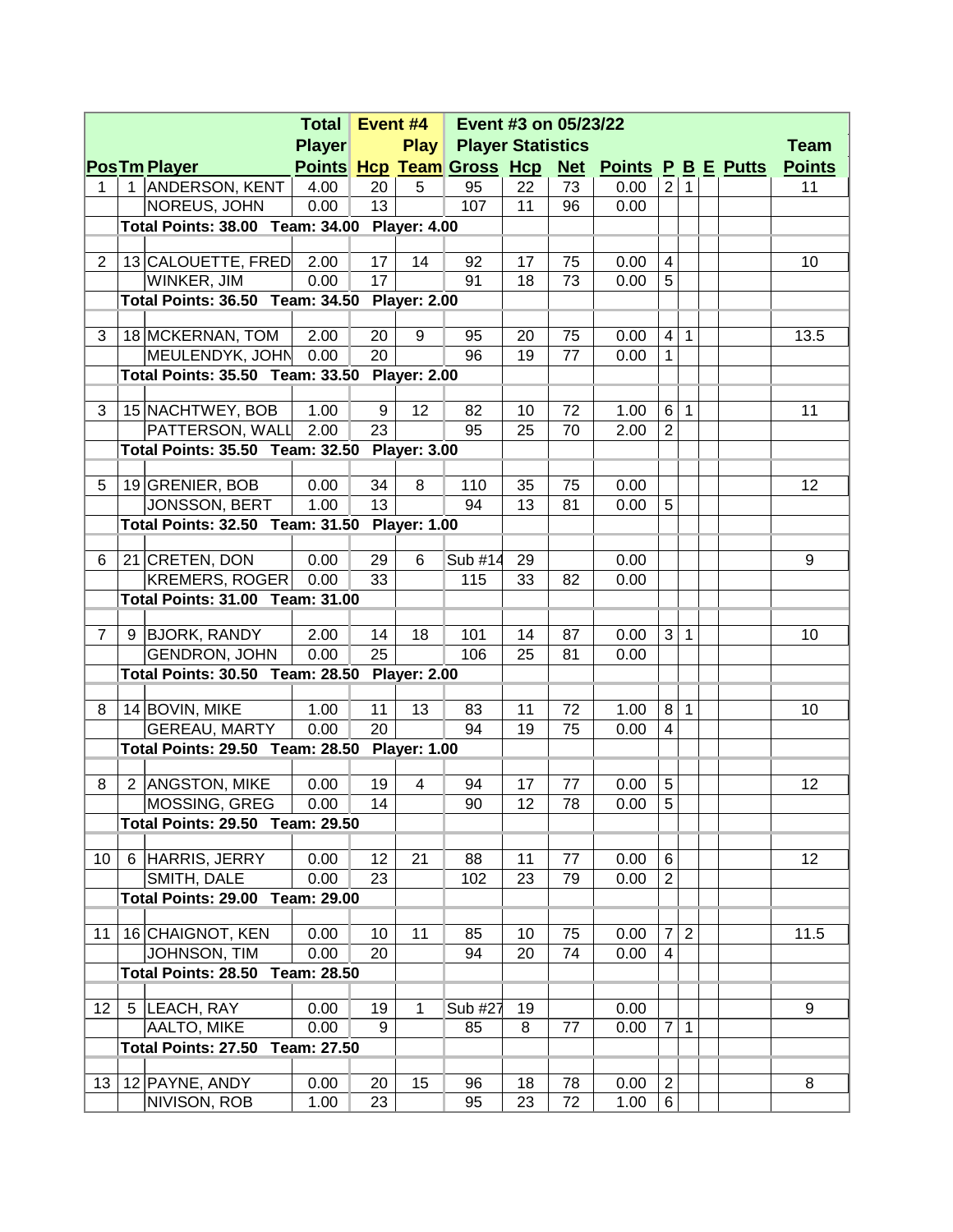| Pos | Tm | Player | Total Player Points | Event #4 Hcp | Play Team | Event #3 on 05/23/22 Player Statistics Gross | Hcp | Net | Points | P | B | E | Putts | Team Points |
|---|---|---|---|---|---|---|---|---|---|---|---|---|---|---|
| 1 | 1 | ANDERSON, KENT | 4.00 | 20 | 5 | 95 | 22 | 73 | 0.00 | 2 | 1 | | | 11 |
| | | NOREUS, JOHN | 0.00 | 13 | | 107 | 11 | 96 | 0.00 | | | | | |
| | Total Points: 38.00 Team: 34.00 Player: 4.00 | | | | | | | | | | | | | |
| 2 | 13 | CALOUETTE, FRED | 2.00 | 17 | 14 | 92 | 17 | 75 | 0.00 | 4 | | | | 10 |
| | | WINKER, JIM | 0.00 | 17 | | 91 | 18 | 73 | 0.00 | 5 | | | | |
| | Total Points: 36.50 Team: 34.50 Player: 2.00 | | | | | | | | | | | | | |
| 3 | 18 | MCKERNAN, TOM | 2.00 | 20 | 9 | 95 | 20 | 75 | 0.00 | 4 | 1 | | | 13.5 |
| | | MEULENDYK, JOHN | 0.00 | 20 | | 96 | 19 | 77 | 0.00 | 1 | | | | |
| | Total Points: 35.50 Team: 33.50 Player: 2.00 | | | | | | | | | | | | | |
| 3 | 15 | NACHTWEY, BOB | 1.00 | 9 | 12 | 82 | 10 | 72 | 1.00 | 6 | 1 | | | 11 |
| | | PATTERSON, WALL | 2.00 | 23 | | 95 | 25 | 70 | 2.00 | 2 | | | | |
| | Total Points: 35.50 Team: 32.50 Player: 3.00 | | | | | | | | | | | | | |
| 5 | 19 | GRENIER, BOB | 0.00 | 34 | 8 | 110 | 35 | 75 | 0.00 | | | | | 12 |
| | | JONSSON, BERT | 1.00 | 13 | | 94 | 13 | 81 | 0.00 | 5 | | | | |
| | Total Points: 32.50 Team: 31.50 Player: 1.00 | | | | | | | | | | | | | |
| 6 | 21 | CRETEN, DON | 0.00 | 29 | 6 | Sub #14 | 29 | | 0.00 | | | | | 9 |
| | | KREMERS, ROGER | 0.00 | 33 | | 115 | 33 | 82 | 0.00 | | | | | |
| | Total Points: 31.00 Team: 31.00 | | | | | | | | | | | | | |
| 7 | 9 | BJORK, RANDY | 2.00 | 14 | 18 | 101 | 14 | 87 | 0.00 | 3 | 1 | | | 10 |
| | | GENDRON, JOHN | 0.00 | 25 | | 106 | 25 | 81 | 0.00 | | | | | |
| | Total Points: 30.50 Team: 28.50 Player: 2.00 | | | | | | | | | | | | | |
| 8 | 14 | BOVIN, MIKE | 1.00 | 11 | 13 | 83 | 11 | 72 | 1.00 | 8 | 1 | | | 10 |
| | | GEREAU, MARTY | 0.00 | 20 | | 94 | 19 | 75 | 0.00 | 4 | | | | |
| | Total Points: 29.50 Team: 28.50 Player: 1.00 | | | | | | | | | | | | | |
| 8 | 2 | ANGSTON, MIKE | 0.00 | 19 | 4 | 94 | 17 | 77 | 0.00 | 5 | | | | 12 |
| | | MOSSING, GREG | 0.00 | 14 | | 90 | 12 | 78 | 0.00 | 5 | | | | |
| | Total Points: 29.50 Team: 29.50 | | | | | | | | | | | | | |
| 10 | 6 | HARRIS, JERRY | 0.00 | 12 | 21 | 88 | 11 | 77 | 0.00 | 6 | | | | 12 |
| | | SMITH, DALE | 0.00 | 23 | | 102 | 23 | 79 | 0.00 | 2 | | | | |
| | Total Points: 29.00 Team: 29.00 | | | | | | | | | | | | | |
| 11 | 16 | CHAIGNOT, KEN | 0.00 | 10 | 11 | 85 | 10 | 75 | 0.00 | 7 | 2 | | | 11.5 |
| | | JOHNSON, TIM | 0.00 | 20 | | 94 | 20 | 74 | 0.00 | 4 | | | | |
| | Total Points: 28.50 Team: 28.50 | | | | | | | | | | | | | |
| 12 | 5 | LEACH, RAY | 0.00 | 19 | 1 | Sub #27 | 19 | | 0.00 | | | | | 9 |
| | | AALTO, MIKE | 0.00 | 9 | | 85 | 8 | 77 | 0.00 | 7 | 1 | | | |
| | Total Points: 27.50 Team: 27.50 | | | | | | | | | | | | | |
| 13 | 12 | PAYNE, ANDY | 0.00 | 20 | 15 | 96 | 18 | 78 | 0.00 | 2 | | | | 8 |
| | | NIVISON, ROB | 1.00 | 23 | | 95 | 23 | 72 | 1.00 | 6 | | | | |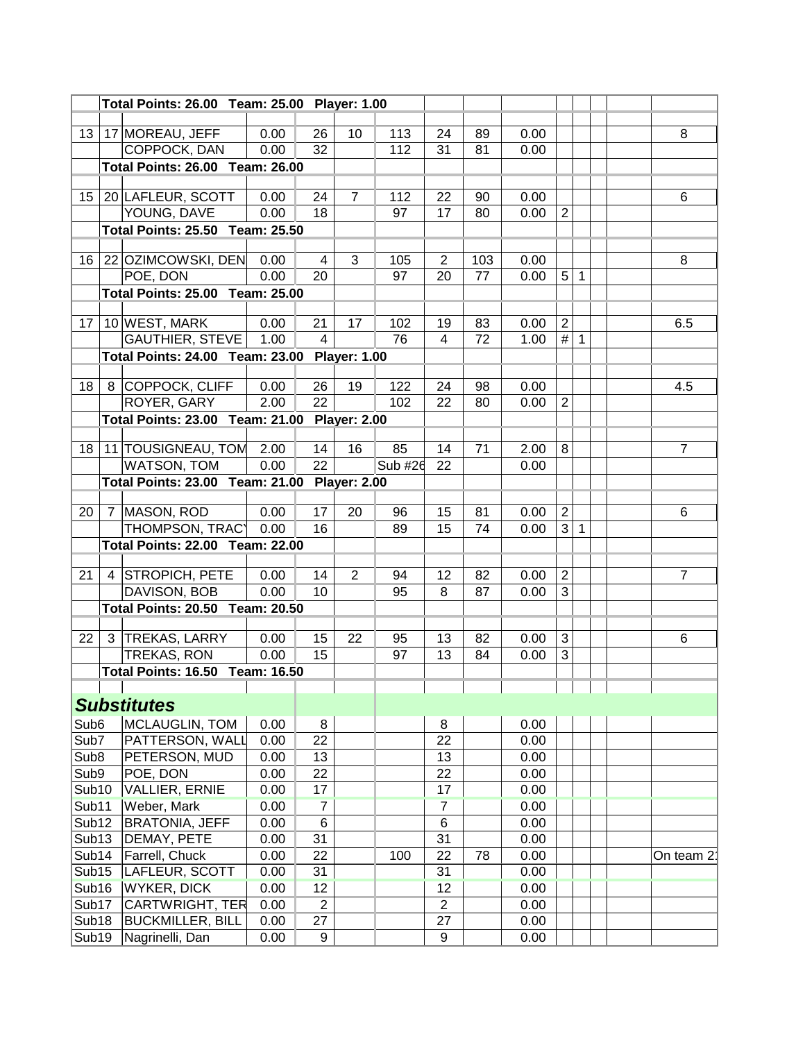| | | | | | | | | | | | | | | |
|---|---|---|---|---|---|---|---|---|---|---|---|---|---|---|
| | **Total Points: 26.00 Team: 25.00 Player: 1.00** | | | | | | | | | | | | | |
| | | | | | | | | | | | | | | |
| 13 | 17 | MOREAU, JEFF | 0.00 | 26 | 10 | 113 | 24 | 89 | 0.00 | | | | | 8 |
| | | COPPOCK, DAN | 0.00 | 32 | | 112 | 31 | 81 | 0.00 | | | | | |
| | **Total Points: 26.00 Team: 26.00** | | | | | | | | | | | | | |
| | | | | | | | | | | | | | | |
| 15 | 20 | LAFLEUR, SCOTT | 0.00 | 24 | 7 | 112 | 22 | 90 | 0.00 | | | | | 6 |
| | | YOUNG, DAVE | 0.00 | 18 | | 97 | 17 | 80 | 0.00 | 2 | | | | |
| | **Total Points: 25.50 Team: 25.50** | | | | | | | | | | | | | |
| | | | | | | | | | | | | | | |
| 16 | 22 | OZIMCOWSKI, DEN | 0.00 | 4 | 3 | 105 | 2 | 103 | 0.00 | | | | | 8 |
| | | POE, DON | 0.00 | 20 | | 97 | 20 | 77 | 0.00 | 5 | 1 | | | |
| | **Total Points: 25.00 Team: 25.00** | | | | | | | | | | | | | |
| | | | | | | | | | | | | | | |
| 17 | 10 | WEST, MARK | 0.00 | 21 | 17 | 102 | 19 | 83 | 0.00 | 2 | | | | 6.5 |
| | | GAUTHIER, STEVE | 1.00 | 4 | | 76 | 4 | 72 | 1.00 | # | 1 | | | |
| | **Total Points: 24.00 Team: 23.00 Player: 1.00** | | | | | | | | | | | | | |
| | | | | | | | | | | | | | | |
| 18 | 8 | COPPOCK, CLIFF | 0.00 | 26 | 19 | 122 | 24 | 98 | 0.00 | | | | | 4.5 |
| | | ROYER, GARY | 2.00 | 22 | | 102 | 22 | 80 | 0.00 | 2 | | | | |
| | **Total Points: 23.00 Team: 21.00 Player: 2.00** | | | | | | | | | | | | | |
| | | | | | | | | | | | | | | |
| 18 | 11 | TOUSIGNEAU, TOM | 2.00 | 14 | 16 | 85 | 14 | 71 | 2.00 | 8 | | | | 7 |
| | | WATSON, TOM | 0.00 | 22 | | Sub #26 | 22 | | 0.00 | | | | | |
| | **Total Points: 23.00 Team: 21.00 Player: 2.00** | | | | | | | | | | | | | |
| | | | | | | | | | | | | | | |
| 20 | 7 | MASON, ROD | 0.00 | 17 | 20 | 96 | 15 | 81 | 0.00 | 2 | | | | 6 |
| | | THOMPSON, TRACY | 0.00 | 16 | | 89 | 15 | 74 | 0.00 | 3 | 1 | | | |
| | **Total Points: 22.00 Team: 22.00** | | | | | | | | | | | | | |
| | | | | | | | | | | | | | | |
| 21 | 4 | STROPICH, PETE | 0.00 | 14 | 2 | 94 | 12 | 82 | 0.00 | 2 | | | | 7 |
| | | DAVISON, BOB | 0.00 | 10 | | 95 | 8 | 87 | 0.00 | 3 | | | | |
| | **Total Points: 20.50 Team: 20.50** | | | | | | | | | | | | | |
| | | | | | | | | | | | | | | |
| 22 | 3 | TREKAS, LARRY | 0.00 | 15 | 22 | 95 | 13 | 82 | 0.00 | 3 | | | | 6 |
| | | TREKAS, RON | 0.00 | 15 | | 97 | 13 | 84 | 0.00 | 3 | | | | |
| | **Total Points: 16.50 Team: 16.50** | | | | | | | | | | | | | |
| | | | | | | | | | | | | | | |
| ***Substitutes*** | | | | | | | | | | | | | | |
| Sub6 | | MCLAUGLIN, TOM | 0.00 | 8 | | | 8 | | 0.00 | | | | | |
| Sub7 | | PATTERSON, WALL | 0.00 | 22 | | | 22 | | 0.00 | | | | | |
| Sub8 | | PETERSON, MUD | 0.00 | 13 | | | 13 | | 0.00 | | | | | |
| Sub9 | | POE, DON | 0.00 | 22 | | | 22 | | 0.00 | | | | | |
| Sub10 | | VALLIER, ERNIE | 0.00 | 17 | | | 17 | | 0.00 | | | | | |
| Sub11 | | Weber, Mark | 0.00 | 7 | | | 7 | | 0.00 | | | | | |
| Sub12 | | BRATONIA, JEFF | 0.00 | 6 | | | 6 | | 0.00 | | | | | |
| Sub13 | | DEMAY, PETE | 0.00 | 31 | | | 31 | | 0.00 | | | | | |
| Sub14 | | Farrell, Chuck | 0.00 | 22 | | 100 | 22 | 78 | 0.00 | | | | | On team 2 |
| Sub15 | | LAFLEUR, SCOTT | 0.00 | 31 | | | 31 | | 0.00 | | | | | |
| Sub16 | | WYKER, DICK | 0.00 | 12 | | | 12 | | 0.00 | | | | | |
| Sub17 | | CARTWRIGHT, TER | 0.00 | 2 | | | 2 | | 0.00 | | | | | |
| Sub18 | | BUCKMILLER, BILL | 0.00 | 27 | | | 27 | | 0.00 | | | | | |
| Sub19 | | Nagrinelli, Dan | 0.00 | 9 | | | 9 | | 0.00 | | | | | |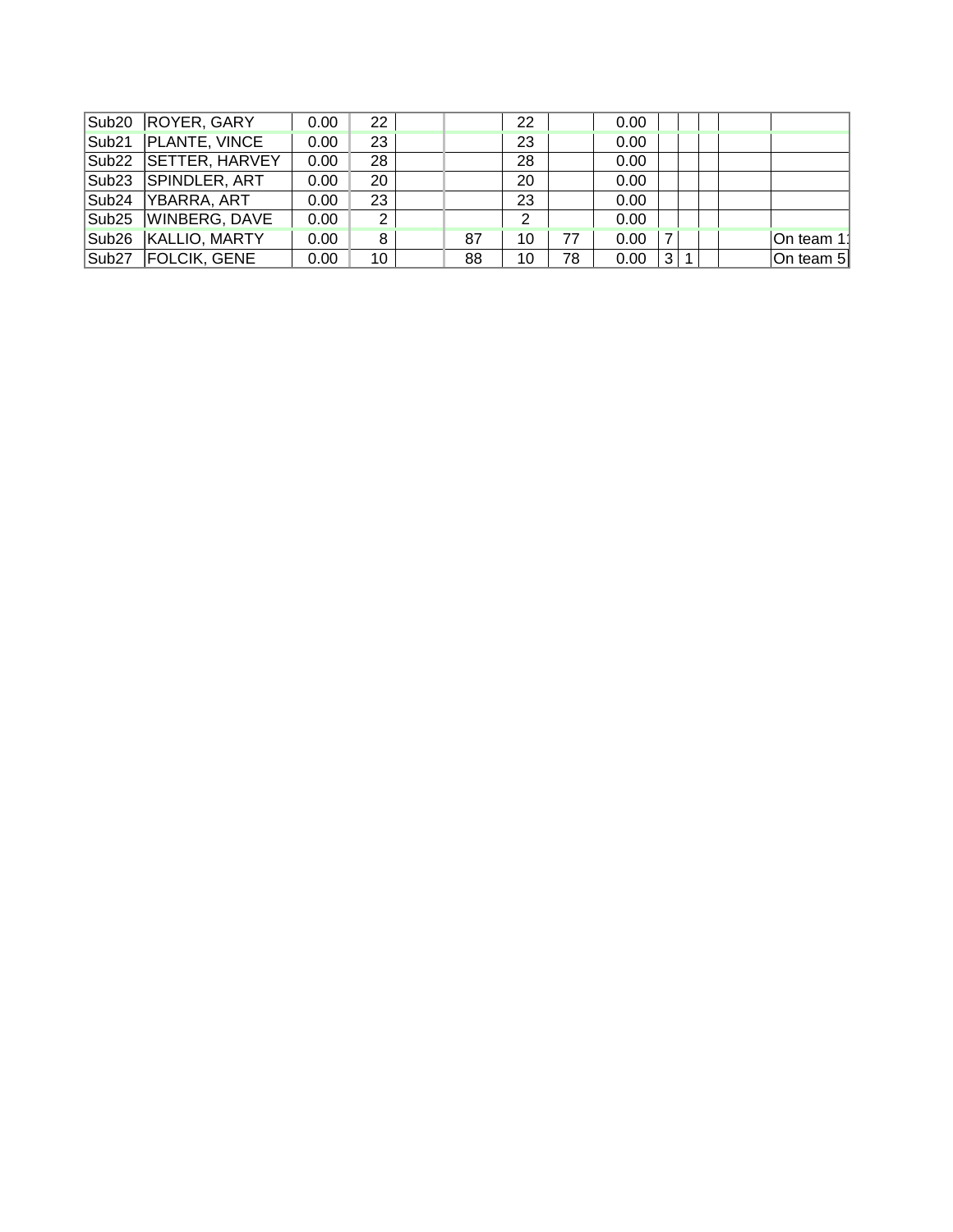| | | | | | | | | | | | | | |
|---|---|---|---|---|---|---|---|---|---|---|---|---|---|
| Sub20 | ROYER, GARY | 0.00 | 22 | | | 22 | | 0.00 | | | | | |
| Sub21 | PLANTE, VINCE | 0.00 | 23 | | | 23 | | 0.00 | | | | | |
| Sub22 | SETTER, HARVEY | 0.00 | 28 | | | 28 | | 0.00 | | | | | |
| Sub23 | SPINDLER, ART | 0.00 | 20 | | | 20 | | 0.00 | | | | | |
| Sub24 | YBARRA, ART | 0.00 | 23 | | | 23 | | 0.00 | | | | | |
| Sub25 | WINBERG, DAVE | 0.00 | 2 | | | 2 | | 0.00 | | | | | |
| Sub26 | KALLIO, MARTY | 0.00 | 8 | | 87 | 10 | 77 | 0.00 | 7 | | | | On team 1 |
| Sub27 | FOLCIK, GENE | 0.00 | 10 | | 88 | 10 | 78 | 0.00 | 3 | 1 | | | On team 5 |